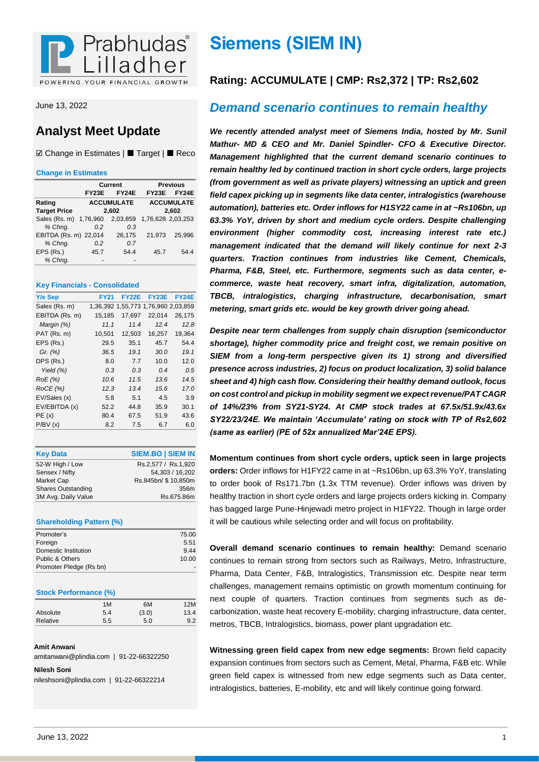# Siemens (SIEM IN)

June 13, 2022

## Analyst Meet Update

☑ Change in Estimates | ■ Target | ■ Reco

**Rating: ACCUMULATE | CMP: Rs2,372 | TP: Rs2,602**

### Change in Estimates

| | Current | | Previous | |
|---|---|---|---|---|
| | FY23E | FY24E | FY23E | FY24E |
| Rating | ACCUMULATE | | ACCUMULATE | |
| Target Price | 2,602 | | 2,602 | |
| Sales (Rs. m) | 1,76,960 | 2,03,859 | 1,76,628 | 2,03,253 |
| *% Chng.* | *0.2* | *0.3* | | |
| EBITDA (Rs. m) | 22,014 | 26,175 | 21,973 | 25,996 |
| *% Chng.* | *0.2* | *0.7* | | |
| EPS (Rs.) | 45.7 | 54.4 | 45.7 | 54.4 |
| *% Chng.* | - | - | | |

### Key Financials - Consolidated

| Y/e Sep | FY21 | FY22E | FY23E | FY24E |
|---|---|---|---|---|
| Sales (Rs. m) | 1,36,392 | 1,55,773 | 1,76,960 | 2,03,859 |
| EBITDA (Rs. m) | 15,185 | 17,697 | 22,014 | 26,175 |
| *Margin (%)* | *11.1* | *11.4* | *12.4* | *12.8* |
| PAT (Rs. m) | 10,501 | 12,503 | 16,257 | 19,364 |
| EPS (Rs.) | 29.5 | 35.1 | 45.7 | 54.4 |
| *Gr. (%)* | *36.5* | *19.1* | *30.0* | *19.1* |
| DPS (Rs.) | 8.0 | 7.7 | 10.0 | 12.0 |
| *Yield (%)* | *0.3* | *0.3* | *0.4* | *0.5* |
| *RoE (%)* | *10.6* | *11.5* | *13.6* | *14.5* |
| *RoCE (%)* | *12.3* | *13.4* | *15.6* | *17.0* |
| EV/Sales (x) | 5.8 | 5.1 | 4.5 | 3.9 |
| EV/EBITDA (x) | 52.2 | 44.8 | 35.9 | 30.1 |
| PE (x) | 80.4 | 67.5 | 51.9 | 43.6 |
| P/BV (x) | 8.2 | 7.5 | 6.7 | 6.0 |

| Key Data | SIEM.BO \| SIEM IN |
|---|---|
| 52-W High / Low | Rs.2,577 / Rs.1,920 |
| Sensex / Nifty | 54,303 / 16,202 |
| Market Cap | Rs.845bn/ $ 10,850m |
| Shares Outstanding | 356m |
| 3M Avg. Daily Value | Rs.675.86m |

### Shareholding Pattern (%)

| | |
|---|---|
| Promoter's | 75.00 |
| Foreign | 5.51 |
| Domestic Institution | 9.44 |
| Public & Others | 10.00 |
| Promoter Pledge (Rs bn) | - |

### Stock Performance (%)

| | 1M | 6M | 12M |
|---|---|---|---|
| Absolute | 5.4 | (3.0) | 13.4 |
| Relative | 5.5 | 5.0 | 9.2 |

**Amit Anwani**
amitanwani@plindia.com | 91-22-66322250

**Nilesh Soni**
nileshsoni@plindia.com | 91-22-66322214

## *Demand scenario continues to remain healthy*

***We recently attended analyst meet of Siemens India, hosted by Mr. Sunil Mathur- MD & CEO and Mr. Daniel Spindler- CFO & Executive Director. Management highlighted that the current demand scenario continues to remain healthy led by continued traction in short cycle orders, large projects (from government as well as private players) witnessing an uptick and green field capex picking up in segments like data center, intralogistics (warehouse automation), batteries etc. Order inflows for H1SY22 came in at ~Rs106bn, up 63.3% YoY, driven by short and medium cycle orders. Despite challenging environment (higher commodity cost, increasing interest rate etc.) management indicated that the demand will likely continue for next 2-3 quarters. Traction continues from industries like Cement, Chemicals, Pharma, F&B, Steel, etc. Furthermore, segments such as data center, e-commerce, waste heat recovery, smart infra, digitalization, automation, TBCB, intralogistics, charging infrastructure, decarbonisation, smart metering, smart grids etc. would be key growth driver going ahead.***

***Despite near term challenges from supply chain disruption (semiconductor shortage), higher commodity price and freight cost, we remain positive on SIEM from a long-term perspective given its 1) strong and diversified presence across industries, 2) focus on product localization, 3) solid balance sheet and 4) high cash flow. Considering their healthy demand outlook, focus on cost control and pickup in mobility segment we expect revenue/PAT CAGR of 14%/23% from SY21-SY24. At CMP stock trades at 67.5x/51.9x/43.6x SY22/23/24E. We maintain 'Accumulate' rating on stock with TP of Rs2,602 (same as earlier) (PE of 52x annualized Mar'24E EPS).***

**Momentum continues from short cycle orders, uptick seen in large projects orders:** Order inflows for H1FY22 came in at ~Rs106bn, up 63.3% YoY, translating to order book of Rs171.7bn (1.3x TTM revenue). Order inflows was driven by healthy traction in short cycle orders and large projects orders kicking in. Company has bagged large Pune-Hinjewadi metro project in H1FY22. Though in large order it will be cautious while selecting order and will focus on profitability.

**Overall demand scenario continues to remain healthy:** Demand scenario continues to remain strong from sectors such as Railways, Metro, Infrastructure, Pharma, Data Center, F&B, Intralogistics, Transmission etc. Despite near term challenges, management remains optimistic on growth momentum continuing for next couple of quarters. Traction continues from segments such as de-carbonization, waste heat recovery E-mobility, charging infrastructure, data center, metros, TBCB, Intralogistics, biomass, power plant upgradation etc.

**Witnessing green field capex from new edge segments:** Brown field capacity expansion continues from sectors such as Cement, Metal, Pharma, F&B etc. While green field capex is witnessed from new edge segments such as Data center, intralogistics, batteries, E-mobility, etc and will likely continue going forward.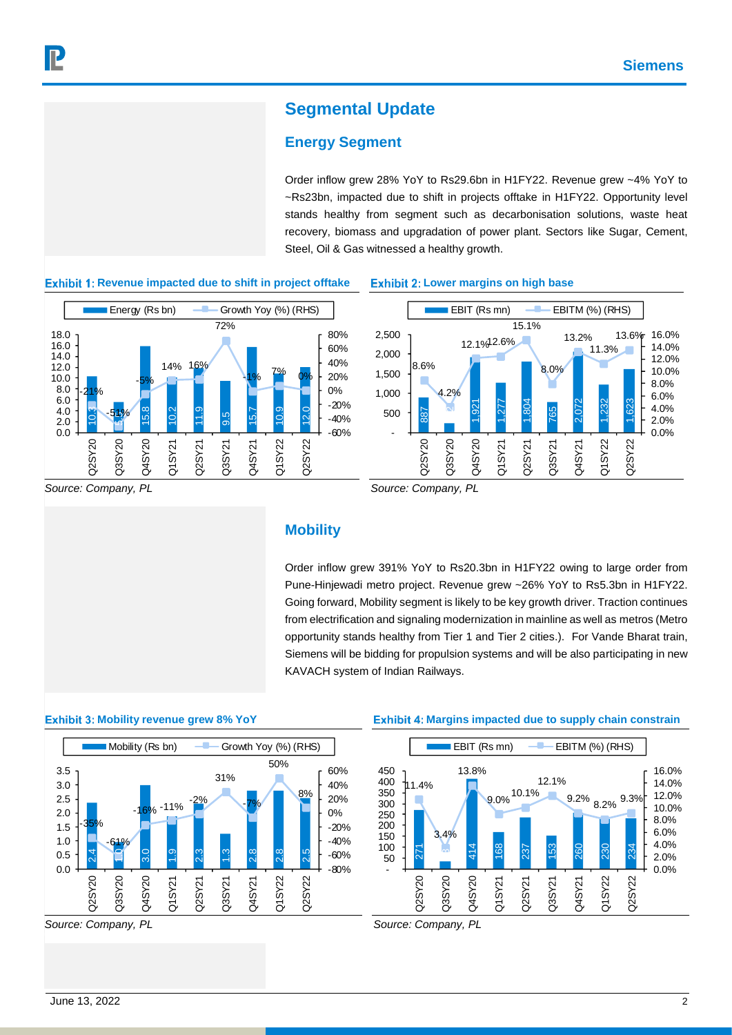## Segmental Update

### Energy Segment

Order inflow grew 28% YoY to Rs29.6bn in H1FY22. Revenue grew ~4% YoY to ~Rs23bn, impacted due to shift in projects offtake in H1FY22. Opportunity level stands healthy from segment such as decarbonisation solutions, waste heat recovery, biomass and upgradation of power plant. Sectors like Sugar, Cement, Steel, Oil & Gas witnessed a healthy growth.

**Exhibit 1: Revenue impacted due to shift in project offtake**

| | Q2SY20 | Q3SY20 | Q4SY20 | Q1SY21 | Q2SY21 | Q3SY21 | Q4SY21 | Q1SY22 | Q2SY22 |
|---|---|---|---|---|---|---|---|---|---|
| Energy (Rs bn) | 10.3 | 5.1 | 15.8 | 10.2 | 11.9 | 9.5 | 15.7 | 10.9 | 12.0 |
| Growth Yoy (%) (RHS) | -21% | -51% | -5% | 14% | 16% | 72% | -1% | 7% | 0% |

*Source: Company, PL*

**Exhibit 2: Lower margins on high base**

| | Q2SY20 | Q3SY20 | Q4SY20 | Q1SY21 | Q2SY21 | Q3SY21 | Q4SY21 | Q1SY22 | Q2SY22 |
|---|---|---|---|---|---|---|---|---|---|
| EBIT (Rs mn) | 887 | | 1,921 | 1,277 | 1,804 | 765 | 2,072 | 1,232 | 1,623 |
| EBITM (%) (RHS) | 8.6% | 4.2% | 12.1% | 12.6% | 15.1% | 8.0% | 13.2% | 11.3% | 13.6% |

*Source: Company, PL*

### Mobility

Order inflow grew 391% YoY to Rs20.3bn in H1FY22 owing to large order from Pune-Hinjewadi metro project. Revenue grew ~26% YoY to Rs5.3bn in H1FY22. Going forward, Mobility segment is likely to be key growth driver. Traction continues from electrification and signaling modernization in mainline as well as metros (Metro opportunity stands healthy from Tier 1 and Tier 2 cities.). For Vande Bharat train, Siemens will be bidding for propulsion systems and will be also participating in new KAVACH system of Indian Railways.

**Exhibit 3: Mobility revenue grew 8% YoY**

| | Q2SY20 | Q3SY20 | Q4SY20 | Q1SY21 | Q2SY21 | Q3SY21 | Q4SY21 | Q1SY22 | Q2SY22 |
|---|---|---|---|---|---|---|---|---|---|
| Mobility (Rs bn) | 2.4 | 1.0 | 3.0 | 1.9 | 2.3 | 1.3 | 2.8 | 2.8 | 2.5 |
| Growth Yoy (%) (RHS) | -35% | -61% | -16% | -11% | -2% | 31% | -7% | 50% | 8% |

*Source: Company, PL*

**Exhibit 4: Margins impacted due to supply chain constrain**

| | Q2SY20 | Q3SY20 | Q4SY20 | Q1SY21 | Q2SY21 | Q3SY21 | Q4SY21 | Q1SY22 | Q2SY22 |
|---|---|---|---|---|---|---|---|---|---|
| EBIT (Rs mn) | 271 | | 414 | 168 | 237 | 153 | 260 | 230 | 234 |
| EBITM (%) (RHS) | 11.4% | 3.4% | 13.8% | 9.0% | 10.1% | 12.1% | 9.2% | 8.2% | 9.3% |

*Source: Company, PL*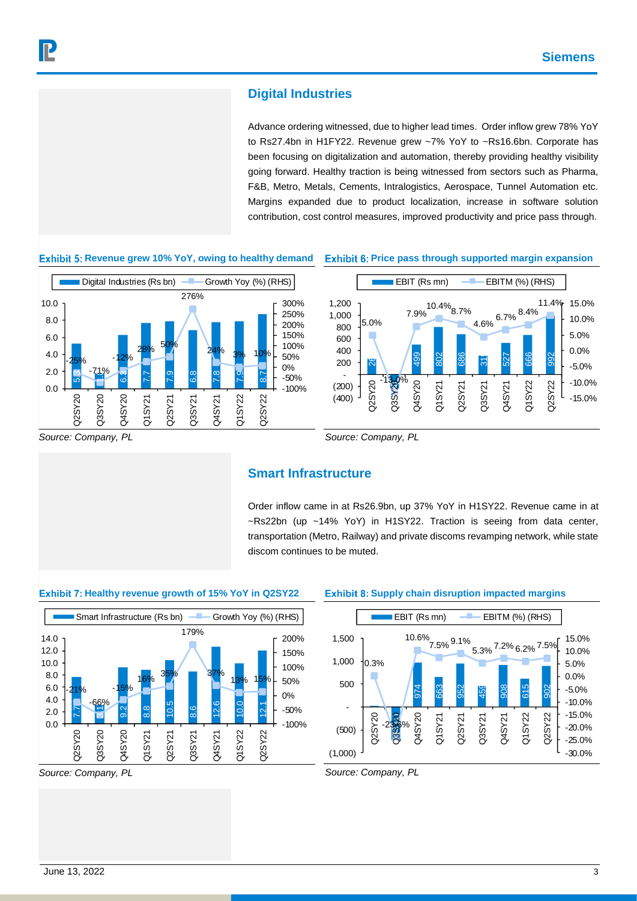## Digital Industries

Advance ordering witnessed, due to higher lead times. Order inflow grew 78% YoY to Rs27.4bn in H1FY22. Revenue grew ~7% YoY to ~Rs16.6bn. Corporate has been focusing on digitalization and automation, thereby providing healthy visibility going forward. Healthy traction is being witnessed from sectors such as Pharma, F&B, Metro, Metals, Cements, Intralogistics, Aerospace, Tunnel Automation etc. Margins expanded due to product localization, increase in software solution contribution, cost control measures, improved productivity and price pass through.

**Exhibit 5: Revenue grew 10% YoY, owing to healthy demand**

| | Q2SY20 | Q3SY20 | Q4SY20 | Q1SY21 | Q2SY21 | Q3SY21 | Q4SY21 | Q1SY22 | Q2SY22 |
|---|---|---|---|---|---|---|---|---|---|
| Digital Industries (Rs bn) | 5.3 | 2.1 | 6.3 | 7.7 | 7.9 | 6.8 | 7.8 | 7.9 | 8.7 |
| Growth Yoy (%) (RHS) | -25% | -71% | -12% | 28% | 50% | 276% | 24% | 3% | 10% |

*Source: Company, PL*

**Exhibit 6: Price pass through supported margin expansion**

| | Q2SY20 | Q3SY20 | Q4SY20 | Q1SY21 | Q2SY21 | Q3SY21 | Q4SY21 | Q1SY22 | Q2SY22 |
|---|---|---|---|---|---|---|---|---|---|
| EBIT (Rs mn) | 26 | | 499 | 802 | 686 | 31 | 527 | 666 | 992 |
| EBITM (%) (RHS) | 5.0% | -13.0% | 7.9% | 10.4% | 8.7% | 4.6% | 6.7% | 8.4% | 11.4% |

*Source: Company, PL*

## Smart Infrastructure

Order inflow came in at Rs26.9bn, up 37% YoY in H1SY22. Revenue came in at ~Rs22bn (up ~14% YoY) in H1SY22. Traction is seeing from data center, transportation (Metro, Railway) and private discoms revamping network, while state discom continues to be muted.

**Exhibit 7: Healthy revenue growth of 15% YoY in Q2SY22**

| | Q2SY20 | Q3SY20 | Q4SY20 | Q1SY21 | Q2SY21 | Q3SY21 | Q4SY21 | Q1SY22 | Q2SY22 |
|---|---|---|---|---|---|---|---|---|---|
| Smart Infrastructure (Rs bn) | 7.7 | 3.1 | 9.2 | 8.8 | 10.5 | 8.6 | 12.6 | 10.0 | 12.1 |
| Growth Yoy (%) (RHS) | -21% | -66% | -15% | 16% | 35% | 179% | 37% | 13% | 15% |

*Source: Company, PL*

**Exhibit 8: Supply chain disruption impacted margins**

| | Q2SY20 | Q3SY20 | Q4SY20 | Q1SY21 | Q2SY21 | Q3SY21 | Q4SY21 | Q1SY22 | Q2SY22 |
|---|---|---|---|---|---|---|---|---|---|
| EBIT (Rs mn) | | | 974 | 663 | 952 | 459 | 908 | 615 | 902 |
| EBITM (%) (RHS) | 0.3% | -23.6% | 10.6% | 7.5% | 9.1% | 5.3% | 7.2% | 6.2% | 7.5% |

*Source: Company, PL*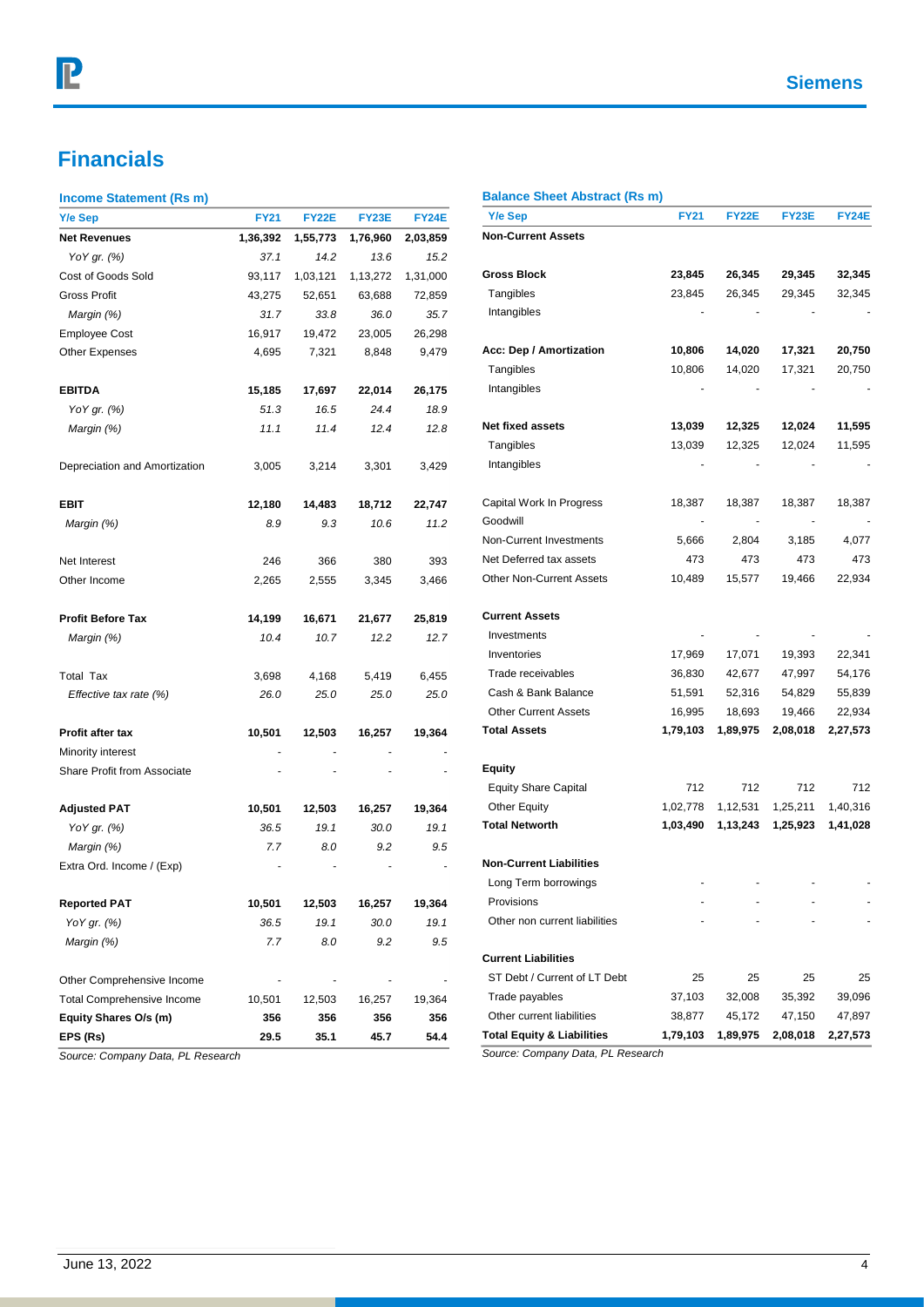## Financials

### Income Statement (Rs m)

| Y/e Sep | FY21 | FY22E | FY23E | FY24E |
|---|---|---|---|---|
| **Net Revenues** | **1,36,392** | **1,55,773** | **1,76,960** | **2,03,859** |
| *YoY gr. (%)* | *37.1* | *14.2* | *13.6* | *15.2* |
| Cost of Goods Sold | 93,117 | 1,03,121 | 1,13,272 | 1,31,000 |
| Gross Profit | 43,275 | 52,651 | 63,688 | 72,859 |
| *Margin (%)* | *31.7* | *33.8* | *36.0* | *35.7* |
| Employee Cost | 16,917 | 19,472 | 23,005 | 26,298 |
| Other Expenses | 4,695 | 7,321 | 8,848 | 9,479 |
| | | | | |
| **EBITDA** | **15,185** | **17,697** | **22,014** | **26,175** |
| *YoY gr. (%)* | *51.3* | *16.5* | *24.4* | *18.9* |
| *Margin (%)* | *11.1* | *11.4* | *12.4* | *12.8* |
| | | | | |
| Depreciation and Amortization | 3,005 | 3,214 | 3,301 | 3,429 |
| | | | | |
| **EBIT** | **12,180** | **14,483** | **18,712** | **22,747** |
| *Margin (%)* | *8.9* | *9.3* | *10.6* | *11.2* |
| | | | | |
| Net Interest | 246 | 366 | 380 | 393 |
| Other Income | 2,265 | 2,555 | 3,345 | 3,466 |
| | | | | |
| **Profit Before Tax** | **14,199** | **16,671** | **21,677** | **25,819** |
| *Margin (%)* | *10.4* | *10.7* | *12.2* | *12.7* |
| | | | | |
| Total Tax | 3,698 | 4,168 | 5,419 | 6,455 |
| *Effective tax rate (%)* | *26.0* | *25.0* | *25.0* | *25.0* |
| | | | | |
| **Profit after tax** | **10,501** | **12,503** | **16,257** | **19,364** |
| Minority interest | - | - | - | - |
| Share Profit from Associate | - | - | - | - |
| | | | | |
| **Adjusted PAT** | **10,501** | **12,503** | **16,257** | **19,364** |
| *YoY gr. (%)* | *36.5* | *19.1* | *30.0* | *19.1* |
| *Margin (%)* | *7.7* | *8.0* | *9.2* | *9.5* |
| Extra Ord. Income / (Exp) | - | - | - | - |
| | | | | |
| **Reported PAT** | **10,501** | **12,503** | **16,257** | **19,364** |
| *YoY gr. (%)* | *36.5* | *19.1* | *30.0* | *19.1* |
| *Margin (%)* | *7.7* | *8.0* | *9.2* | *9.5* |
| | | | | |
| Other Comprehensive Income | - | - | - | - |
| Total Comprehensive Income | 10,501 | 12,503 | 16,257 | 19,364 |
| **Equity Shares O/s (m)** | **356** | **356** | **356** | **356** |
| **EPS (Rs)** | **29.5** | **35.1** | **45.7** | **54.4** |

*Source: Company Data, PL Research*

### Balance Sheet Abstract (Rs m)

| Y/e Sep | FY21 | FY22E | FY23E | FY24E |
|---|---|---|---|---|
| **Non-Current Assets** | | | | |
| | | | | |
| **Gross Block** | **23,845** | **26,345** | **29,345** | **32,345** |
| Tangibles | 23,845 | 26,345 | 29,345 | 32,345 |
| Intangibles | - | - | - | - |
| | | | | |
| **Acc: Dep / Amortization** | **10,806** | **14,020** | **17,321** | **20,750** |
| Tangibles | 10,806 | 14,020 | 17,321 | 20,750 |
| Intangibles | - | - | - | - |
| | | | | |
| **Net fixed assets** | **13,039** | **12,325** | **12,024** | **11,595** |
| Tangibles | 13,039 | 12,325 | 12,024 | 11,595 |
| Intangibles | - | - | - | - |
| | | | | |
| Capital Work In Progress | 18,387 | 18,387 | 18,387 | 18,387 |
| Goodwill | - | - | - | - |
| Non-Current Investments | 5,666 | 2,804 | 3,185 | 4,077 |
| Net Deferred tax assets | 473 | 473 | 473 | 473 |
| Other Non-Current Assets | 10,489 | 15,577 | 19,466 | 22,934 |
| | | | | |
| **Current Assets** | | | | |
| Investments | - | - | - | - |
| Inventories | 17,969 | 17,071 | 19,393 | 22,341 |
| Trade receivables | 36,830 | 42,677 | 47,997 | 54,176 |
| Cash & Bank Balance | 51,591 | 52,316 | 54,829 | 55,839 |
| Other Current Assets | 16,995 | 18,693 | 19,466 | 22,934 |
| **Total Assets** | **1,79,103** | **1,89,975** | **2,08,018** | **2,27,573** |
| | | | | |
| **Equity** | | | | |
| Equity Share Capital | 712 | 712 | 712 | 712 |
| Other Equity | 1,02,778 | 1,12,531 | 1,25,211 | 1,40,316 |
| **Total Networth** | **1,03,490** | **1,13,243** | **1,25,923** | **1,41,028** |
| | | | | |
| **Non-Current Liabilities** | | | | |
| Long Term borrowings | - | - | - | - |
| Provisions | - | - | - | - |
| Other non current liabilities | - | - | - | - |
| | | | | |
| **Current Liabilities** | | | | |
| ST Debt / Current of LT Debt | 25 | 25 | 25 | 25 |
| Trade payables | 37,103 | 32,008 | 35,392 | 39,096 |
| Other current liabilities | 38,877 | 45,172 | 47,150 | 47,897 |
| **Total Equity & Liabilities** | **1,79,103** | **1,89,975** | **2,08,018** | **2,27,573** |

*Source: Company Data, PL Research*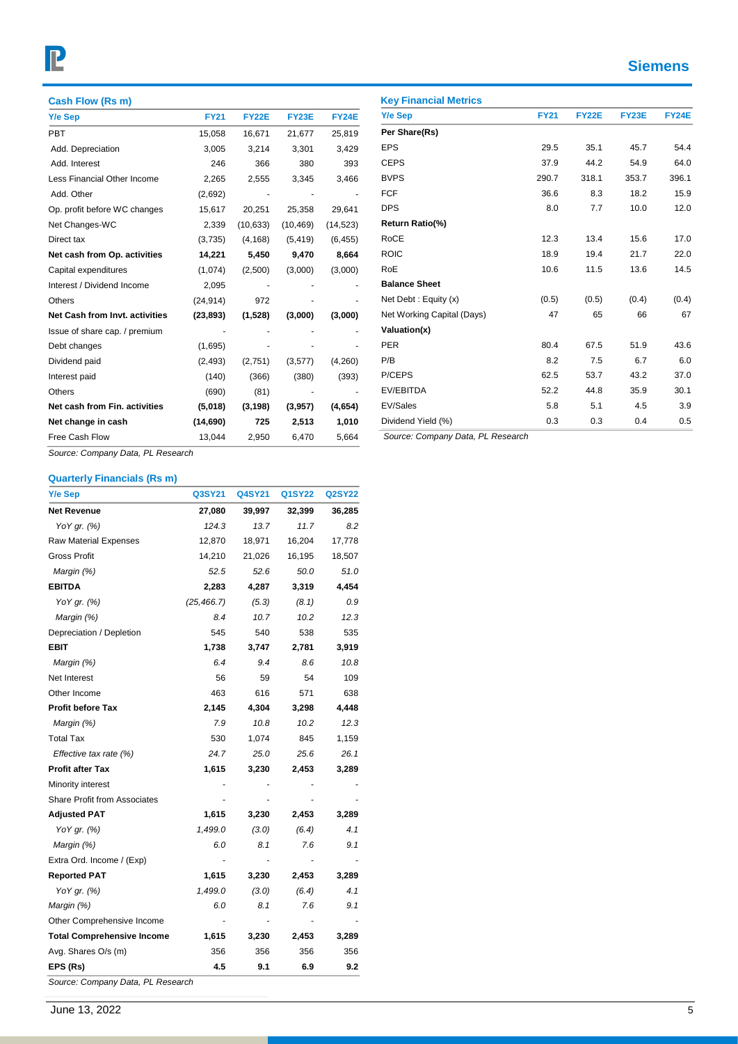## Cash Flow (Rs m)

| Y/e Sep | FY21 | FY22E | FY23E | FY24E |
|---|---|---|---|---|
| PBT | 15,058 | 16,671 | 21,677 | 25,819 |
| Add. Depreciation | 3,005 | 3,214 | 3,301 | 3,429 |
| Add. Interest | 246 | 366 | 380 | 393 |
| Less Financial Other Income | 2,265 | 2,555 | 3,345 | 3,466 |
| Add. Other | (2,692) | - | - | - |
| Op. profit before WC changes | 15,617 | 20,251 | 25,358 | 29,641 |
| Net Changes-WC | 2,339 | (10,633) | (10,469) | (14,523) |
| Direct tax | (3,735) | (4,168) | (5,419) | (6,455) |
| **Net cash from Op. activities** | **14,221** | **5,450** | **9,470** | **8,664** |
| Capital expenditures | (1,074) | (2,500) | (3,000) | (3,000) |
| Interest / Dividend Income | 2,095 | - | - | - |
| Others | (24,914) | 972 | - | - |
| **Net Cash from Invt. activities** | **(23,893)** | **(1,528)** | **(3,000)** | **(3,000)** |
| Issue of share cap. / premium | - | - | - | - |
| Debt changes | (1,695) | - | - | - |
| Dividend paid | (2,493) | (2,751) | (3,577) | (4,260) |
| Interest paid | (140) | (366) | (380) | (393) |
| Others | (690) | (81) | - | - |
| **Net cash from Fin. activities** | **(5,018)** | **(3,198)** | **(3,957)** | **(4,654)** |
| **Net change in cash** | **(14,690)** | **725** | **2,513** | **1,010** |
| Free Cash Flow | 13,044 | 2,950 | 6,470 | 5,664 |

*Source: Company Data, PL Research*

## Key Financial Metrics

| Y/e Sep | FY21 | FY22E | FY23E | FY24E |
|---|---|---|---|---|
| **Per Share(Rs)** | | | | |
| EPS | 29.5 | 35.1 | 45.7 | 54.4 |
| CEPS | 37.9 | 44.2 | 54.9 | 64.0 |
| BVPS | 290.7 | 318.1 | 353.7 | 396.1 |
| FCF | 36.6 | 8.3 | 18.2 | 15.9 |
| DPS | 8.0 | 7.7 | 10.0 | 12.0 |
| **Return Ratio(%)** | | | | |
| RoCE | 12.3 | 13.4 | 15.6 | 17.0 |
| ROIC | 18.9 | 19.4 | 21.7 | 22.0 |
| RoE | 10.6 | 11.5 | 13.6 | 14.5 |
| **Balance Sheet** | | | | |
| Net Debt : Equity (x) | (0.5) | (0.5) | (0.4) | (0.4) |
| Net Working Capital (Days) | 47 | 65 | 66 | 67 |
| **Valuation(x)** | | | | |
| PER | 80.4 | 67.5 | 51.9 | 43.6 |
| P/B | 8.2 | 7.5 | 6.7 | 6.0 |
| P/CEPS | 62.5 | 53.7 | 43.2 | 37.0 |
| EV/EBITDA | 52.2 | 44.8 | 35.9 | 30.1 |
| EV/Sales | 5.8 | 5.1 | 4.5 | 3.9 |
| Dividend Yield (%) | 0.3 | 0.3 | 0.4 | 0.5 |

*Source: Company Data, PL Research*

## Quarterly Financials (Rs m)

| Y/e Sep | Q3SY21 | Q4SY21 | Q1SY22 | Q2SY22 |
|---|---|---|---|---|
| **Net Revenue** | **27,080** | **39,997** | **32,399** | **36,285** |
| *YoY gr. (%)* | *124.3* | *13.7* | *11.7* | *8.2* |
| Raw Material Expenses | 12,870 | 18,971 | 16,204 | 17,778 |
| Gross Profit | 14,210 | 21,026 | 16,195 | 18,507 |
| *Margin (%)* | *52.5* | *52.6* | *50.0* | *51.0* |
| **EBITDA** | **2,283** | **4,287** | **3,319** | **4,454** |
| *YoY gr. (%)* | *(25,466.7)* | *(5.3)* | *(8.1)* | *0.9* |
| *Margin (%)* | *8.4* | *10.7* | *10.2* | *12.3* |
| Depreciation / Depletion | 545 | 540 | 538 | 535 |
| **EBIT** | **1,738** | **3,747** | **2,781** | **3,919** |
| *Margin (%)* | *6.4* | *9.4* | *8.6* | *10.8* |
| Net Interest | 56 | 59 | 54 | 109 |
| Other Income | 463 | 616 | 571 | 638 |
| **Profit before Tax** | **2,145** | **4,304** | **3,298** | **4,448** |
| *Margin (%)* | *7.9* | *10.8* | *10.2* | *12.3* |
| Total Tax | 530 | 1,074 | 845 | 1,159 |
| *Effective tax rate (%)* | *24.7* | *25.0* | *25.6* | *26.1* |
| **Profit after Tax** | **1,615** | **3,230** | **2,453** | **3,289** |
| Minority interest | - | - | - | - |
| Share Profit from Associates | - | - | - | - |
| **Adjusted PAT** | **1,615** | **3,230** | **2,453** | **3,289** |
| *YoY gr. (%)* | *1,499.0* | *(3.0)* | *(6.4)* | *4.1* |
| *Margin (%)* | *6.0* | *8.1* | *7.6* | *9.1* |
| Extra Ord. Income / (Exp) | - | - | - | - |
| **Reported PAT** | **1,615** | **3,230** | **2,453** | **3,289** |
| *YoY gr. (%)* | *1,499.0* | *(3.0)* | *(6.4)* | *4.1* |
| *Margin (%)* | *6.0* | *8.1* | *7.6* | *9.1* |
| Other Comprehensive Income | - | - | - | - |
| **Total Comprehensive Income** | **1,615** | **3,230** | **2,453** | **3,289** |
| Avg. Shares O/s (m) | 356 | 356 | 356 | 356 |
| **EPS (Rs)** | **4.5** | **9.1** | **6.9** | **9.2** |

*Source: Company Data, PL Research*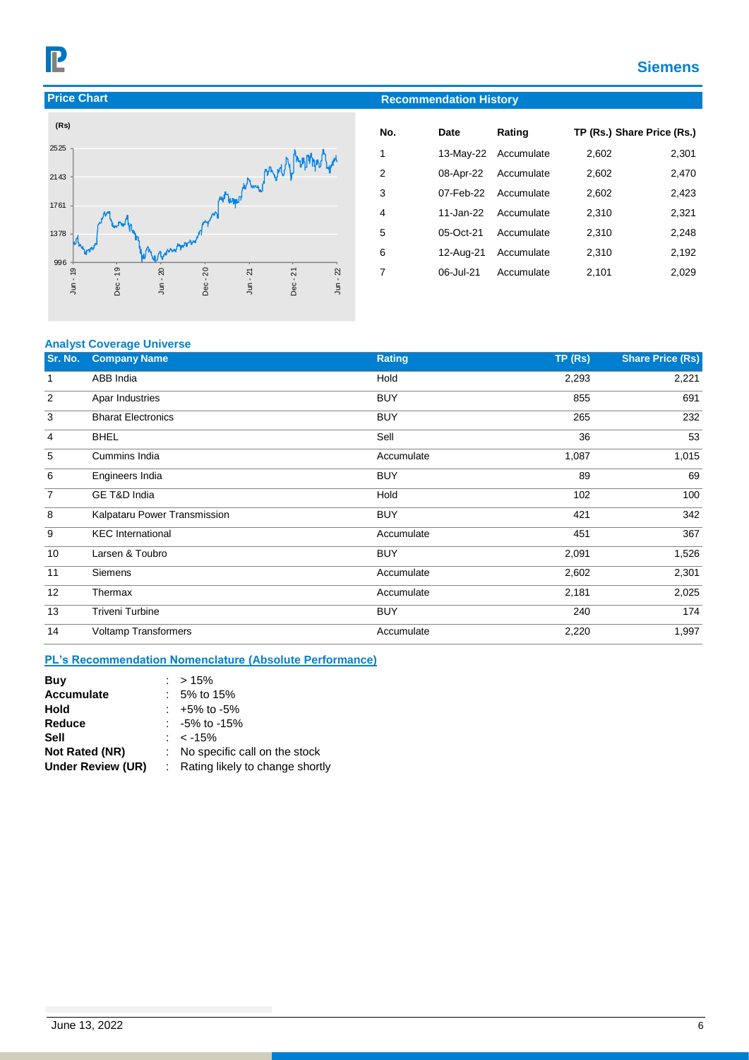## Price Chart

## Recommendation History

| No. | Date | Rating | TP (Rs.) | Share Price (Rs.) |
|---|---|---|---|---|
| 1 | 13-May-22 | Accumulate | 2,602 | 2,301 |
| 2 | 08-Apr-22 | Accumulate | 2,602 | 2,470 |
| 3 | 07-Feb-22 | Accumulate | 2,602 | 2,423 |
| 4 | 11-Jan-22 | Accumulate | 2,310 | 2,321 |
| 5 | 05-Oct-21 | Accumulate | 2,310 | 2,248 |
| 6 | 12-Aug-21 | Accumulate | 2,310 | 2,192 |
| 7 | 06-Jul-21 | Accumulate | 2,101 | 2,029 |

### Analyst Coverage Universe

| Sr. No. | Company Name | Rating | TP (Rs) | Share Price (Rs) |
|---|---|---|---|---|
| 1 | ABB India | Hold | 2,293 | 2,221 |
| 2 | Apar Industries | BUY | 855 | 691 |
| 3 | Bharat Electronics | BUY | 265 | 232 |
| 4 | BHEL | Sell | 36 | 53 |
| 5 | Cummins India | Accumulate | 1,087 | 1,015 |
| 6 | Engineers India | BUY | 89 | 69 |
| 7 | GE T&D India | Hold | 102 | 100 |
| 8 | Kalpataru Power Transmission | BUY | 421 | 342 |
| 9 | KEC International | Accumulate | 451 | 367 |
| 10 | Larsen & Toubro | BUY | 2,091 | 1,526 |
| 11 | Siemens | Accumulate | 2,602 | 2,301 |
| 12 | Thermax | Accumulate | 2,181 | 2,025 |
| 13 | Triveni Turbine | BUY | 240 | 174 |
| 14 | Voltamp Transformers | Accumulate | 2,220 | 1,997 |

### PL's Recommendation Nomenclature (Absolute Performance)

**Buy** : > 15%
**Accumulate** : 5% to 15%
**Hold** : +5% to -5%
**Reduce** : -5% to -15%
**Sell** : < -15%
**Not Rated (NR)** : No specific call on the stock
**Under Review (UR)** : Rating likely to change shortly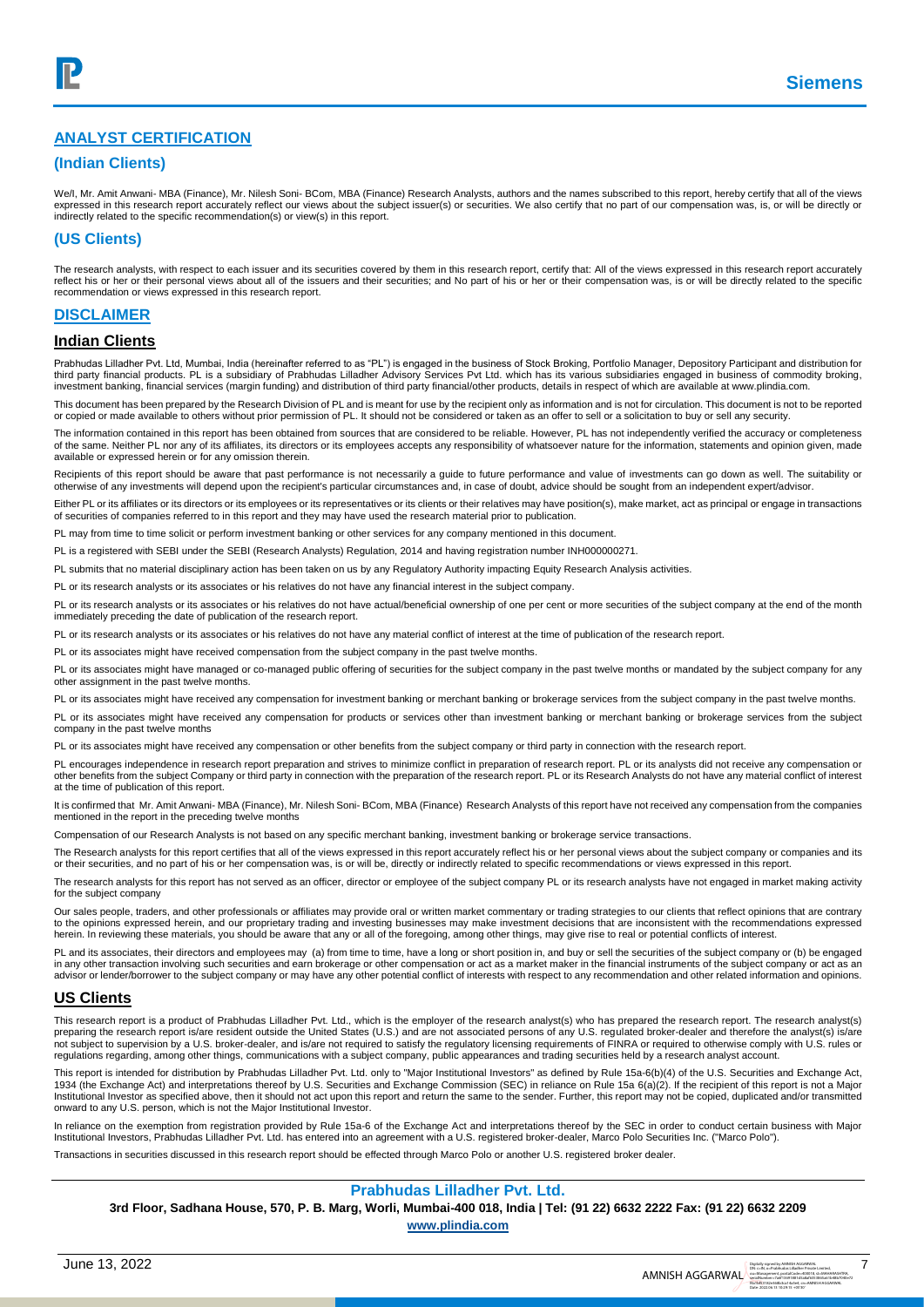## ANALYST CERTIFICATION

### (Indian Clients)

We/I, Mr. Amit Anwani- MBA (Finance), Mr. Nilesh Soni- BCom, MBA (Finance) Research Analysts, authors and the names subscribed to this report, hereby certify that all of the views expressed in this research report accurately reflect our views about the subject issuer(s) or securities. We also certify that no part of our compensation was, is, or will be directly or indirectly related to the specific recommendation(s) or view(s) in this report.

### (US Clients)

The research analysts, with respect to each issuer and its securities covered by them in this research report, certify that: All of the views expressed in this research report accurately reflect his or her or their personal views about all of the issuers and their securities; and No part of his or her or their compensation was, is or will be directly related to the specific recommendation or views expressed in this research report.

## DISCLAIMER

### Indian Clients

Prabhudas Lilladher Pvt. Ltd, Mumbai, India (hereinafter referred to as "PL") is engaged in the business of Stock Broking, Portfolio Manager, Depository Participant and distribution for third party financial products. PL is a subsidiary of Prabhudas Lilladher Advisory Services Pvt Ltd. which has its various subsidiaries engaged in business of commodity broking, investment banking, financial services (margin funding) and distribution of third party financial/other products, details in respect of which are available at www.plindia.com.

This document has been prepared by the Research Division of PL and is meant for use by the recipient only as information and is not for circulation. This document is not to be reported or copied or made available to others without prior permission of PL. It should not be considered or taken as an offer to sell or a solicitation to buy or sell any security.

The information contained in this report has been obtained from sources that are considered to be reliable. However, PL has not independently verified the accuracy or completeness of the same. Neither PL nor any of its affiliates, its directors or its employees accepts any responsibility of whatsoever nature for the information, statements and opinion given, made available or expressed herein or for any omission therein.

Recipients of this report should be aware that past performance is not necessarily a guide to future performance and value of investments can go down as well. The suitability or otherwise of any investments will depend upon the recipient's particular circumstances and, in case of doubt, advice should be sought from an independent expert/advisor.

Either PL or its affiliates or its directors or its employees or its representatives or its clients or their relatives may have position(s), make market, act as principal or engage in transactions of securities of companies referred to in this report and they may have used the research material prior to publication.

PL may from time to time solicit or perform investment banking or other services for any company mentioned in this document.

PL is a registered with SEBI under the SEBI (Research Analysts) Regulation, 2014 and having registration number INH000000271.

PL submits that no material disciplinary action has been taken on us by any Regulatory Authority impacting Equity Research Analysis activities.

PL or its research analysts or its associates or his relatives do not have any financial interest in the subject company.

PL or its research analysts or its associates or his relatives do not have actual/beneficial ownership of one per cent or more securities of the subject company at the end of the month immediately preceding the date of publication of the research report.

PL or its research analysts or its associates or his relatives do not have any material conflict of interest at the time of publication of the research report.

PL or its associates might have received compensation from the subject company in the past twelve months.

PL or its associates might have managed or co-managed public offering of securities for the subject company in the past twelve months or mandated by the subject company for any other assignment in the past twelve months.

PL or its associates might have received any compensation for investment banking or merchant banking or brokerage services from the subject company in the past twelve months.

PL or its associates might have received any compensation for products or services other than investment banking or merchant banking or brokerage services from the subject company in the past twelve months

PL or its associates might have received any compensation or other benefits from the subject company or third party in connection with the research report.

PL encourages independence in research report preparation and strives to minimize conflict in preparation of research report. PL or its analysts did not receive any compensation or other benefits from the subject Company or third party in connection with the preparation of the research report. PL or its Research Analysts do not have any material conflict of interest at the time of publication of this report.

It is confirmed that Mr. Amit Anwani- MBA (Finance), Mr. Nilesh Soni- BCom, MBA (Finance) Research Analysts of this report have not received any compensation from the companies mentioned in the report in the preceding twelve months

Compensation of our Research Analysts is not based on any specific merchant banking, investment banking or brokerage service transactions.

The Research analysts for this report certifies that all of the views expressed in this report accurately reflect his or her personal views about the subject company or companies and its or their securities, and no part of his or her compensation was, is or will be, directly or indirectly related to specific recommendations or views expressed in this report.

The research analysts for this report has not served as an officer, director or employee of the subject company PL or its research analysts have not engaged in market making activity for the subject company

Our sales people, traders, and other professionals or affiliates may provide oral or written market commentary or trading strategies to our clients that reflect opinions that are contrary to the opinions expressed herein, and our proprietary trading and investing businesses may make investment decisions that are inconsistent with the recommendations expressed herein. In reviewing these materials, you should be aware that any or all of the foregoing, among other things, may give rise to real or potential conflicts of interest.

PL and its associates, their directors and employees may (a) from time to time, have a long or short position in, and buy or sell the securities of the subject company or (b) be engaged in any other transaction involving such securities and earn brokerage or other compensation or act as a market maker in the financial instruments of the subject company or act as an advisor or lender/borrower to the subject company or may have any other potential conflict of interests with respect to any recommendation and other related information and opinions.

### US Clients

This research report is a product of Prabhudas Lilladher Pvt. Ltd., which is the employer of the research analyst(s) who has prepared the research report. The research analyst(s) preparing the research report is/are resident outside the United States (U.S.) and are not associated persons of any U.S. regulated broker-dealer and therefore the analyst(s) is/are not subject to supervision by a U.S. broker-dealer, and is/are not required to satisfy the regulatory licensing requirements of FINRA or required to otherwise comply with U.S. rules or regulations regarding, among other things, communications with a subject company, public appearances and trading securities held by a research analyst account.

This report is intended for distribution by Prabhudas Lilladher Pvt. Ltd. only to "Major Institutional Investors" as defined by Rule 15a-6(b)(4) of the U.S. Securities and Exchange Act, 1934 (the Exchange Act) and interpretations thereof by U.S. Securities and Exchange Commission (SEC) in reliance on Rule 15a 6(a)(2). If the recipient of this report is not a Major Institutional Investor as specified above, then it should not act upon this report and return the same to the sender. Further, this report may not be copied, duplicated and/or transmitted onward to any U.S. person, which is not the Major Institutional Investor.

In reliance on the exemption from registration provided by Rule 15a-6 of the Exchange Act and interpretations thereof by the SEC in order to conduct certain business with Major Institutional Investors, Prabhudas Lilladher Pvt. Ltd. has entered into an agreement with a U.S. registered broker-dealer, Marco Polo Securities Inc. ("Marco Polo").

Transactions in securities discussed in this research report should be effected through Marco Polo or another U.S. registered broker dealer.

**Prabhudas Lilladher Pvt. Ltd.**

**3rd Floor, Sadhana House, 570, P. B. Marg, Worli, Mumbai-400 018, India | Tel: (91 22) 6632 2222 Fax: (91 22) 6632 2209**

www.plindia.com

June 13, 2022

AMNISH AGGARWAL